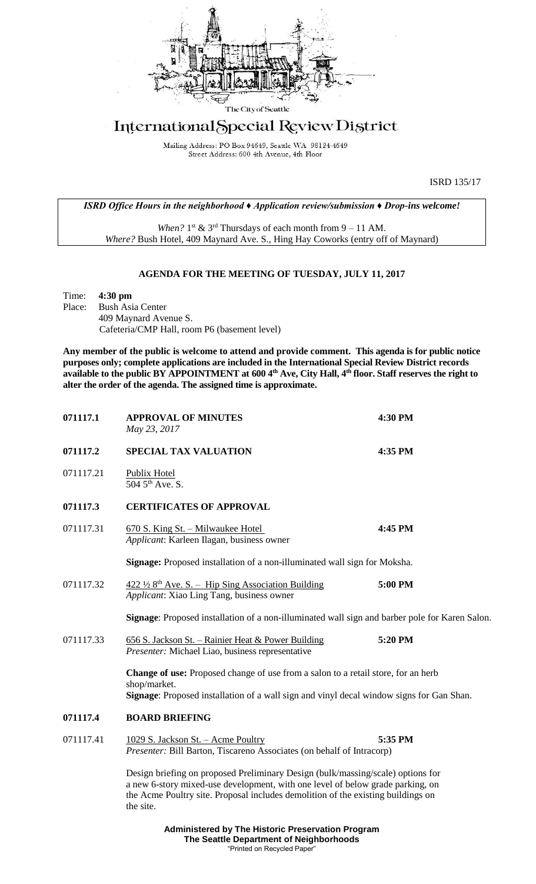The City of Seattle

# International Special Review District

Mailing Address: PO Box 94649, Seattle WA 98124-4649
Street Address: 600 4th Avenue, 4th Floor

ISRD 135/17

*ISRD Office Hours in the neighborhood ♦ Application review/submission ♦ Drop-ins welcome!*

*When?* 1st & 3rd Thursdays of each month from 9 – 11 AM.
*Where?* Bush Hotel, 409 Maynard Ave. S., Hing Hay Coworks (entry off of Maynard)

## AGENDA FOR THE MEETING OF TUESDAY, JULY 11, 2017

Time: **4:30 pm**
Place: Bush Asia Center
409 Maynard Avenue S.
Cafeteria/CMP Hall, room P6 (basement level)

**Any member of the public is welcome to attend and provide comment. This agenda is for public notice purposes only; complete applications are included in the International Special Review District records available to the public BY APPOINTMENT at 600 4th Ave, City Hall, 4th floor. Staff reserves the right to alter the order of the agenda. The assigned time is approximate.**

**071117.1** **APPROVAL OF MINUTES** **4:30 PM**
*May 23, 2017*

**071117.2** **SPECIAL TAX VALUATION** **4:35 PM**

071117.21 Publix Hotel
504 5th Ave. S.

**071117.3** **CERTIFICATES OF APPROVAL**

071117.31 670 S. King St. – Milwaukee Hotel **4:45 PM**
*Applicant*: Karleen Ilagan, business owner

**Signage:** Proposed installation of a non-illuminated wall sign for Moksha.

071117.32 422 ½ 8th Ave. S. – Hip Sing Association Building **5:00 PM**
*Applicant*: Xiao Ling Tang, business owner

**Signage**: Proposed installation of a non-illuminated wall sign and barber pole for Karen Salon.

071117.33 656 S. Jackson St. – Rainier Heat & Power Building **5:20 PM**
*Presenter:* Michael Liao, business representative

**Change of use:** Proposed change of use from a salon to a retail store, for an herb shop/market.
**Signage**: Proposed installation of a wall sign and vinyl decal window signs for Gan Shan.

**071117.4** **BOARD BRIEFING**

071117.41 1029 S. Jackson St. – Acme Poultry **5:35 PM**
*Presenter:* Bill Barton, Tiscareno Associates (on behalf of Intracorp)

Design briefing on proposed Preliminary Design (bulk/massing/scale) options for a new 6-story mixed-use development, with one level of below grade parking, on the Acme Poultry site. Proposal includes demolition of the existing buildings on the site.

**Administered by The Historic Preservation Program**
**The Seattle Department of Neighborhoods**
"Printed on Recycled Paper"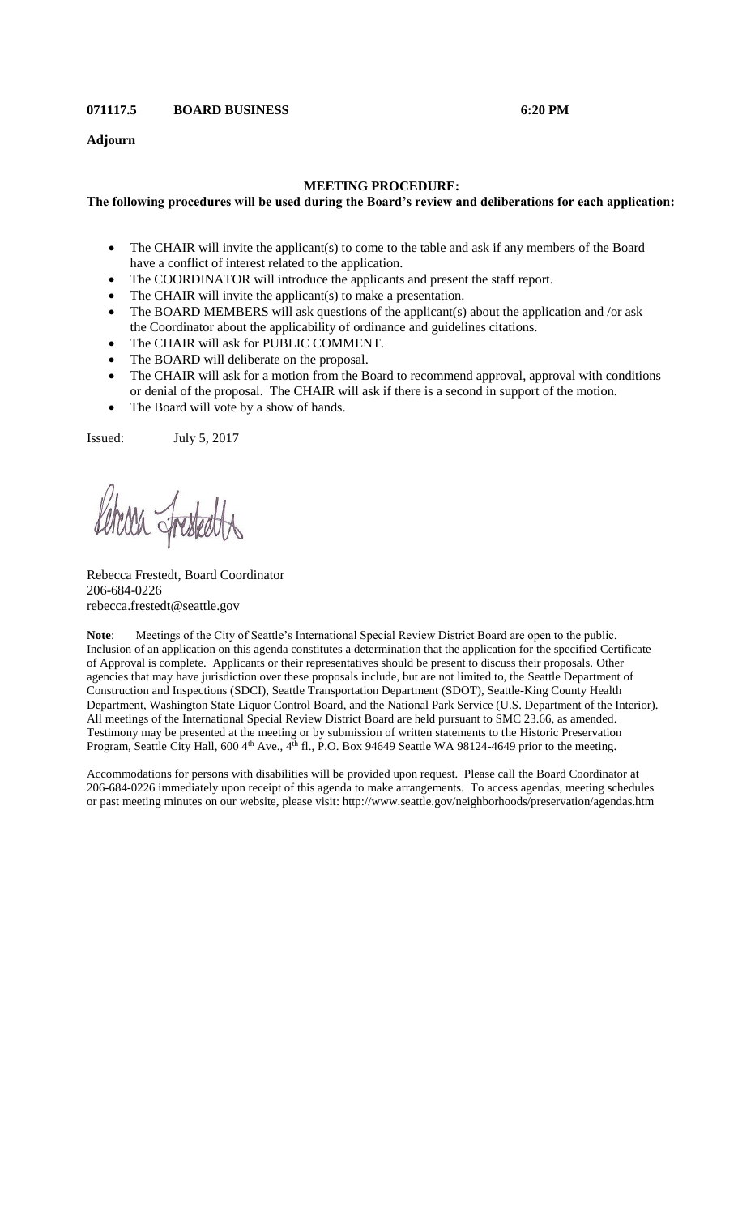**071117.5 BOARD BUSINESS 6:20 PM**

**Adjourn**

**MEETING PROCEDURE:**

**The following procedures will be used during the Board's review and deliberations for each application:**

- The CHAIR will invite the applicant(s) to come to the table and ask if any members of the Board have a conflict of interest related to the application.
- The COORDINATOR will introduce the applicants and present the staff report.
- The CHAIR will invite the applicant(s) to make a presentation.
- The BOARD MEMBERS will ask questions of the applicant(s) about the application and /or ask the Coordinator about the applicability of ordinance and guidelines citations.
- The CHAIR will ask for PUBLIC COMMENT.
- The BOARD will deliberate on the proposal.
- The CHAIR will ask for a motion from the Board to recommend approval, approval with conditions or denial of the proposal. The CHAIR will ask if there is a second in support of the motion.
- The Board will vote by a show of hands.

Issued: July 5, 2017

Rebecca Frestedt, Board Coordinator
206-684-0226
rebecca.frestedt@seattle.gov

**Note**: Meetings of the City of Seattle's International Special Review District Board are open to the public. Inclusion of an application on this agenda constitutes a determination that the application for the specified Certificate of Approval is complete. Applicants or their representatives should be present to discuss their proposals. Other agencies that may have jurisdiction over these proposals include, but are not limited to, the Seattle Department of Construction and Inspections (SDCI), Seattle Transportation Department (SDOT), Seattle-King County Health Department, Washington State Liquor Control Board, and the National Park Service (U.S. Department of the Interior). All meetings of the International Special Review District Board are held pursuant to SMC 23.66, as amended. Testimony may be presented at the meeting or by submission of written statements to the Historic Preservation Program, Seattle City Hall, 600 4th Ave., 4th fl., P.O. Box 94649 Seattle WA 98124-4649 prior to the meeting.

Accommodations for persons with disabilities will be provided upon request. Please call the Board Coordinator at 206-684-0226 immediately upon receipt of this agenda to make arrangements. To access agendas, meeting schedules or past meeting minutes on our website, please visit: http://www.seattle.gov/neighborhoods/preservation/agendas.htm